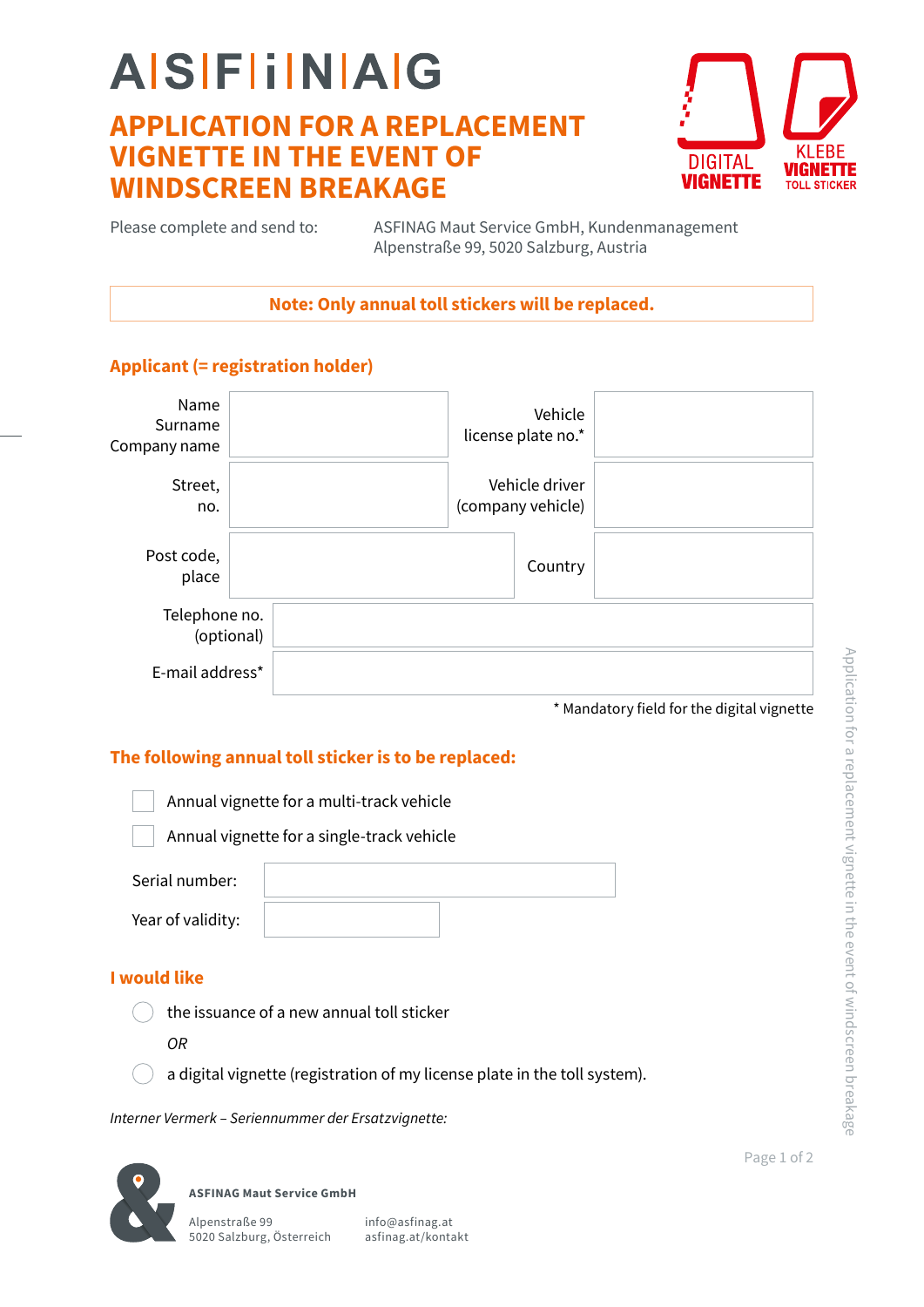# A|S|F|i|N|A|G

# APPLICATION FOR A REPLACEMENT VIGNETTE IN THE EVENT OF WINDSCREEN BREAKAGE

DIGITAL VIGNETTE

KLEBE VIGNETTE TOLL STICKER

Please complete and send to: ASFINAG Maut Service GmbH, Kundenmanagement  
Alpenstraße 99, 5020 Salzburg, Austria

**Note: Only annual toll stickers will be replaced.**

## Applicant (= registration holder)

| | | | |
|---|---|---|---|
| Name Surname Company name | | Vehicle license plate no.* | |
| Street, no. | | Vehicle driver (company vehicle) | |
| Post code, place | | Country | |
| Telephone no. (optional) | | | |
| E-mail address* | | | |

\* Mandatory field for the digital vignette

## The following annual toll sticker is to be replaced:

- ☐ Annual vignette for a multi-track vehicle
- ☐ Annual vignette for a single-track vehicle

| | |
|---|---|
| Serial number: | |
| Year of validity: | |

## I would like

- ◯ the issuance of a new annual toll sticker

*OR*

- ◯ a digital vignette (registration of my license plate in the toll system).

*Interner Vermerk – Seriennummer der Ersatzvignette:*

**ASFINAG Maut Service GmbH**  
Alpenstraße 99  
5020 Salzburg, Österreich  
info@asfinag.at  
asfinag.at/kontakt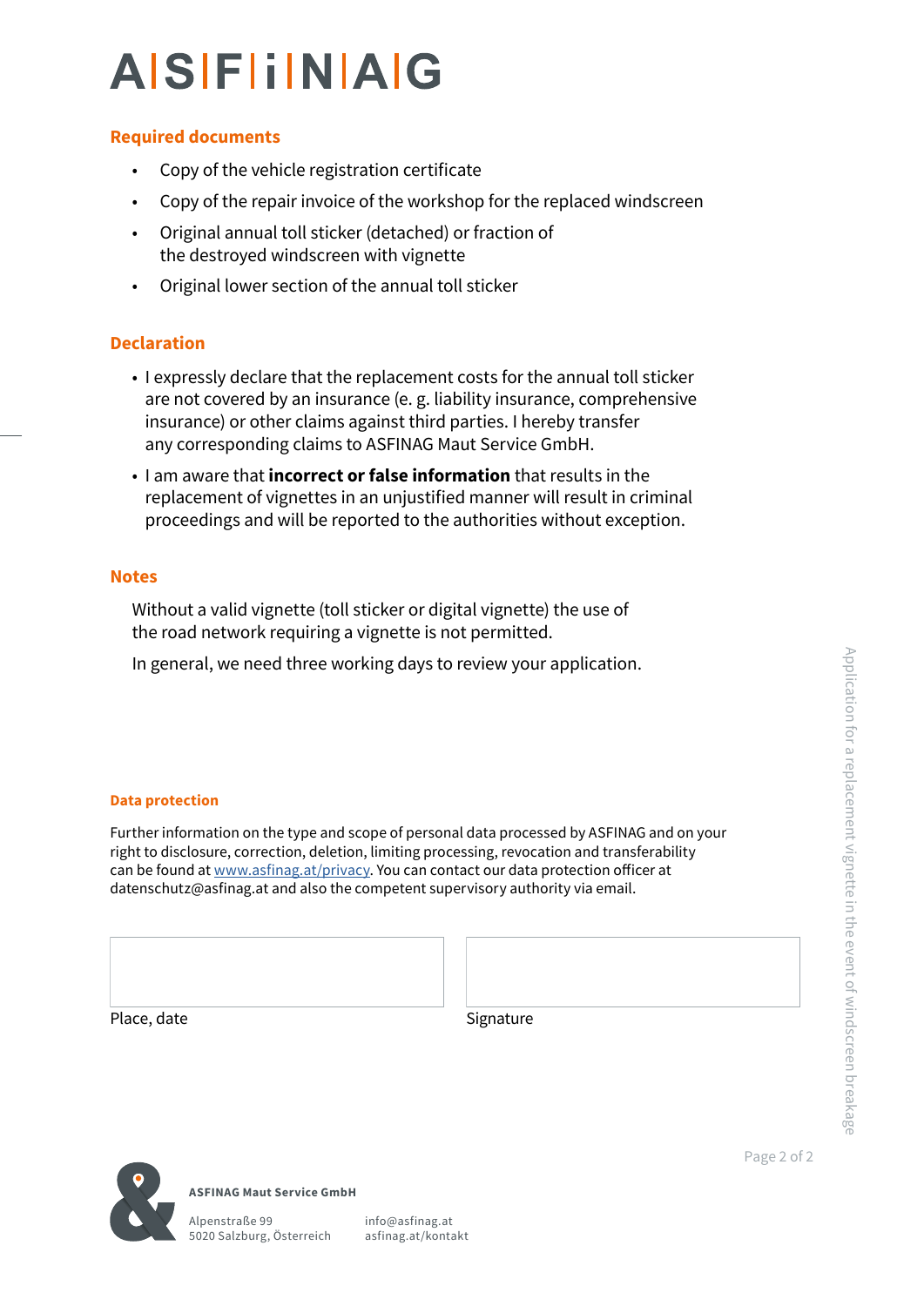## Required documents

- Copy of the vehicle registration certificate
- Copy of the repair invoice of the workshop for the replaced windscreen
- Original annual toll sticker (detached) or fraction of the destroyed windscreen with vignette
- Original lower section of the annual toll sticker

## Declaration

- I expressly declare that the replacement costs for the annual toll sticker are not covered by an insurance (e. g. liability insurance, comprehensive insurance) or other claims against third parties. I hereby transfer any corresponding claims to ASFINAG Maut Service GmbH.
- I am aware that **incorrect or false information** that results in the replacement of vignettes in an unjustified manner will result in criminal proceedings and will be reported to the authorities without exception.

## Notes

Without a valid vignette (toll sticker or digital vignette) the use of the road network requiring a vignette is not permitted.

In general, we need three working days to review your application.

### Data protection

Further information on the type and scope of personal data processed by ASFINAG and on your right to disclosure, correction, deletion, limiting processing, revocation and transferability can be found at www.asfinag.at/privacy. You can contact our data protection officer at datenschutz@asfinag.at and also the competent supervisory authority via email.

| | |
|---|---|
| Place, date | Signature |

**ASFINAG Maut Service GmbH**

Alpenstraße 99
5020 Salzburg, Österreich

info@asfinag.at
asfinag.at/kontakt